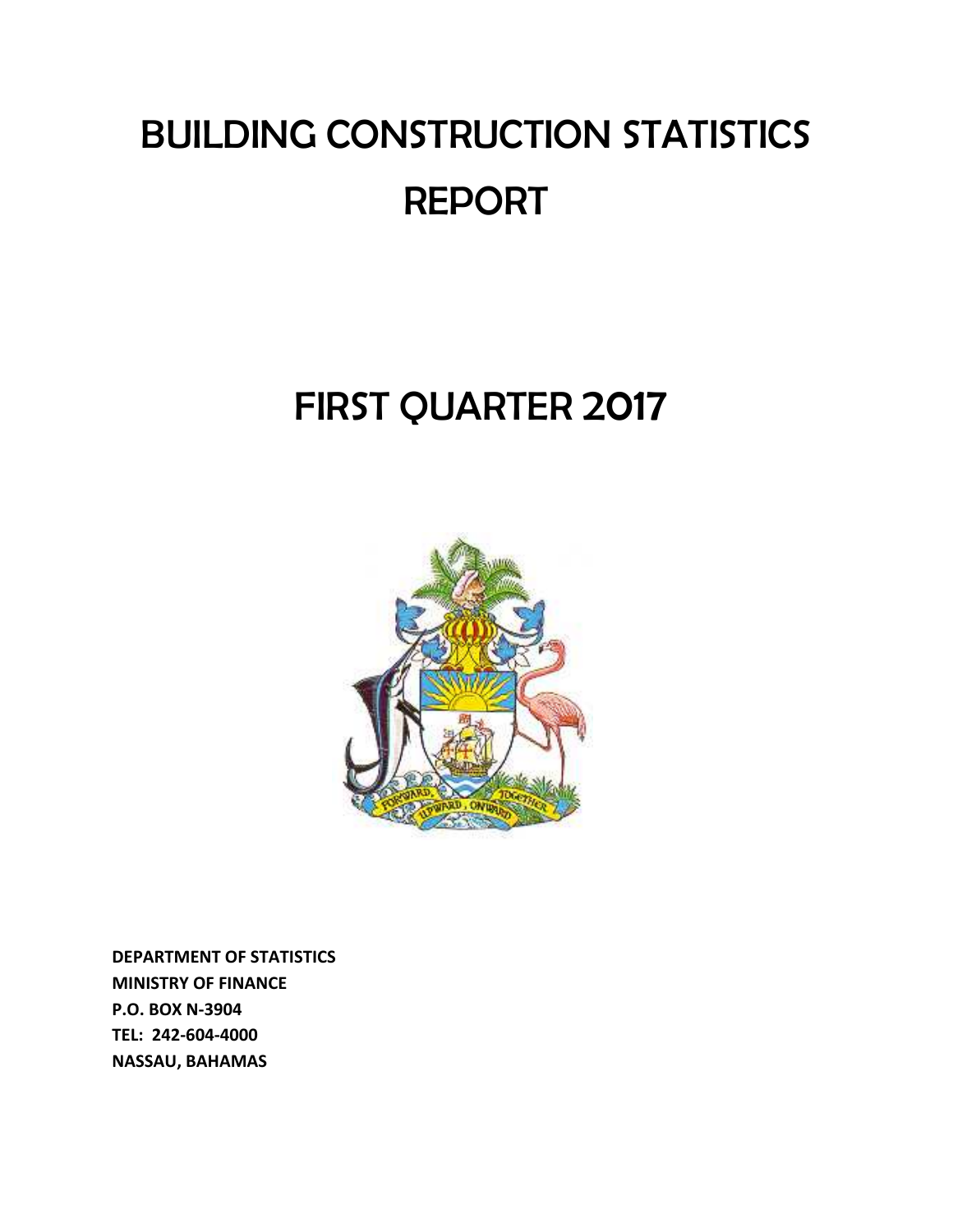# BUILDING CONSTRUCTION STATISTICS REPORT

# FIRST QUARTER 2017

**DEPARTMENT OF STATISTICS**
**MINISTRY OF FINANCE**
**P.O. BOX N-3904**
**TEL: 242-604-4000**
**NASSAU, BAHAMAS**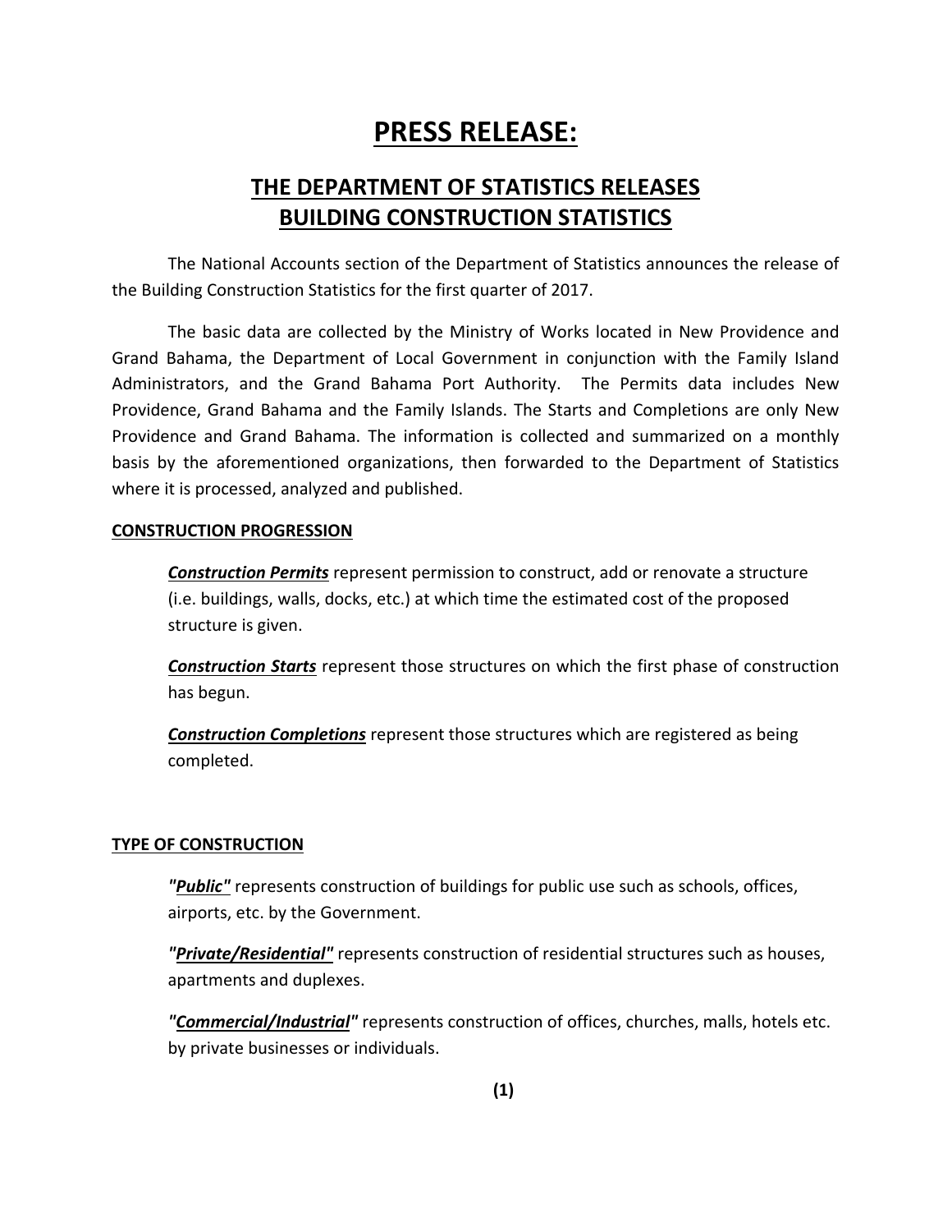# PRESS RELEASE:

## THE DEPARTMENT OF STATISTICS RELEASES BUILDING CONSTRUCTION STATISTICS

The National Accounts section of the Department of Statistics announces the release of the Building Construction Statistics for the first quarter of 2017.

The basic data are collected by the Ministry of Works located in New Providence and Grand Bahama, the Department of Local Government in conjunction with the Family Island Administrators, and the Grand Bahama Port Authority. The Permits data includes New Providence, Grand Bahama and the Family Islands. The Starts and Completions are only New Providence and Grand Bahama. The information is collected and summarized on a monthly basis by the aforementioned organizations, then forwarded to the Department of Statistics where it is processed, analyzed and published.

### CONSTRUCTION PROGRESSION

***Construction Permits*** represent permission to construct, add or renovate a structure (i.e. buildings, walls, docks, etc.) at which time the estimated cost of the proposed structure is given.

***Construction Starts*** represent those structures on which the first phase of construction has begun.

***Construction Completions*** represent those structures which are registered as being completed.

### TYPE OF CONSTRUCTION

***"Public"*** represents construction of buildings for public use such as schools, offices, airports, etc. by the Government.

***"Private/Residential"*** represents construction of residential structures such as houses, apartments and duplexes.

***"Commercial/Industrial"*** represents construction of offices, churches, malls, hotels etc. by private businesses or individuals.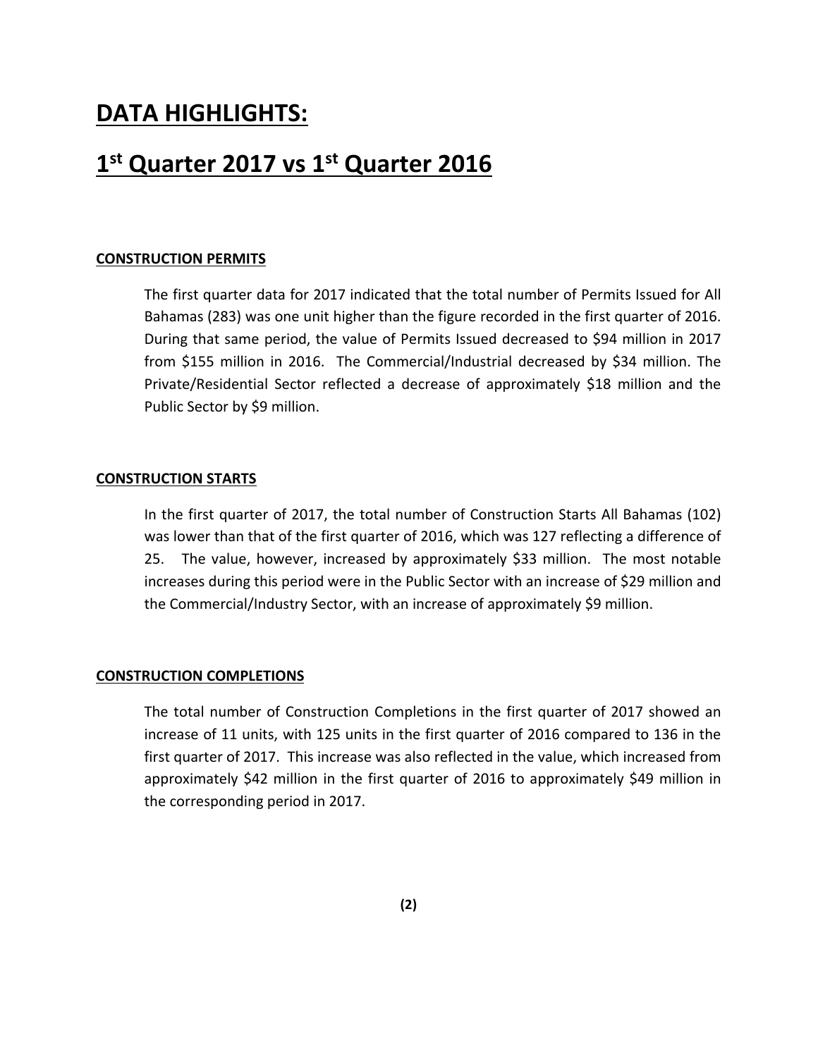# DATA HIGHLIGHTS:

# 1st Quarter 2017 vs 1st Quarter 2016

### CONSTRUCTION PERMITS

The first quarter data for 2017 indicated that the total number of Permits Issued for All Bahamas (283) was one unit higher than the figure recorded in the first quarter of 2016. During that same period, the value of Permits Issued decreased to $94 million in 2017 from $155 million in 2016. The Commercial/Industrial decreased by $34 million. The Private/Residential Sector reflected a decrease of approximately $18 million and the Public Sector by $9 million.

### CONSTRUCTION STARTS

In the first quarter of 2017, the total number of Construction Starts All Bahamas (102) was lower than that of the first quarter of 2016, which was 127 reflecting a difference of 25. The value, however, increased by approximately $33 million. The most notable increases during this period were in the Public Sector with an increase of $29 million and the Commercial/Industry Sector, with an increase of approximately $9 million.

### CONSTRUCTION COMPLETIONS

The total number of Construction Completions in the first quarter of 2017 showed an increase of 11 units, with 125 units in the first quarter of 2016 compared to 136 in the first quarter of 2017. This increase was also reflected in the value, which increased from approximately $42 million in the first quarter of 2016 to approximately $49 million in the corresponding period in 2017.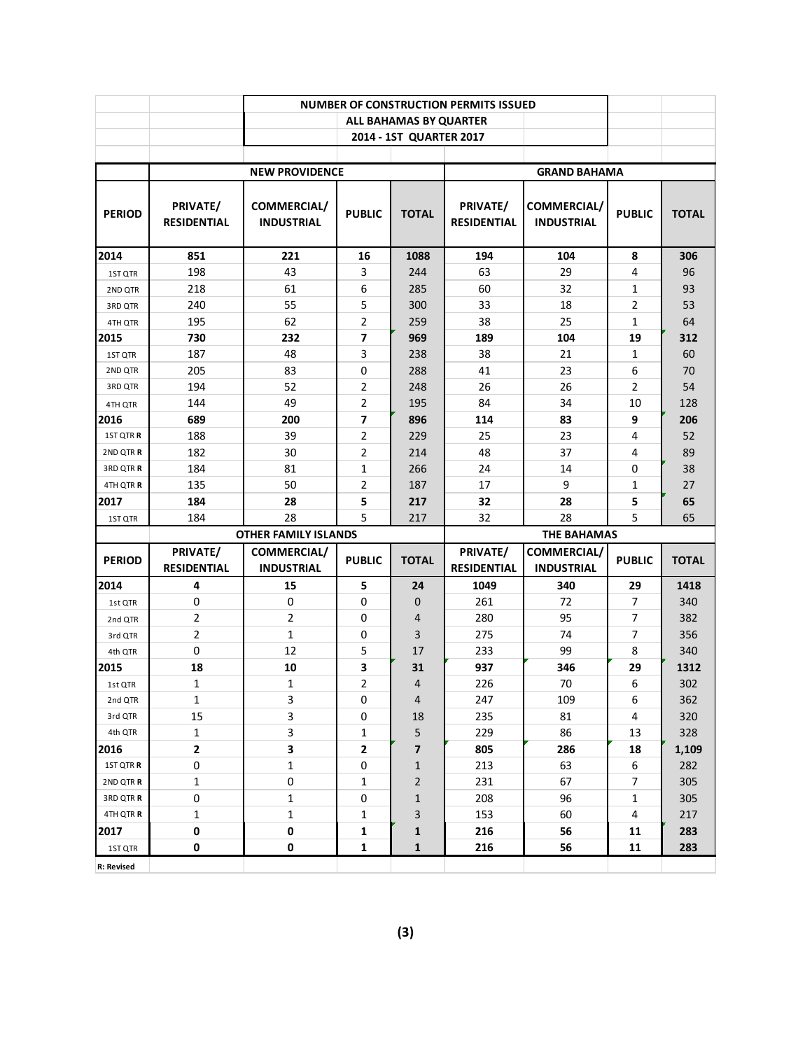**NUMBER OF CONSTRUCTION PERMITS ISSUED**
**ALL BAHAMAS BY QUARTER**
**2014 - 1ST QUARTER 2017**

| | NEW PROVIDENCE | | | | GRAND BAHAMA | | | |
|---|---|---|---|---|---|---|---|---|
| **PERIOD** | **PRIVATE/ RESIDENTIAL** | **COMMERCIAL/ INDUSTRIAL** | **PUBLIC** | **TOTAL** | **PRIVATE/ RESIDENTIAL** | **COMMERCIAL/ INDUSTRIAL** | **PUBLIC** | **TOTAL** |
| **2014** | **851** | **221** | **16** | **1088** | **194** | **104** | **8** | **306** |
| 1ST QTR | 198 | 43 | 3 | 244 | 63 | 29 | 4 | 96 |
| 2ND QTR | 218 | 61 | 6 | 285 | 60 | 32 | 1 | 93 |
| 3RD QTR | 240 | 55 | 5 | 300 | 33 | 18 | 2 | 53 |
| 4TH QTR | 195 | 62 | 2 | 259 | 38 | 25 | 1 | 64 |
| **2015** | **730** | **232** | **7** | **969** | **189** | **104** | **19** | **312** |
| 1ST QTR | 187 | 48 | 3 | 238 | 38 | 21 | 1 | 60 |
| 2ND QTR | 205 | 83 | 0 | 288 | 41 | 23 | 6 | 70 |
| 3RD QTR | 194 | 52 | 2 | 248 | 26 | 26 | 2 | 54 |
| 4TH QTR | 144 | 49 | 2 | 195 | 84 | 34 | 10 | 128 |
| **2016** | **689** | **200** | **7** | **896** | **114** | **83** | **9** | **206** |
| 1ST QTR **R** | 188 | 39 | 2 | 229 | 25 | 23 | 4 | 52 |
| 2ND QTR **R** | 182 | 30 | 2 | 214 | 48 | 37 | 4 | 89 |
| 3RD QTR **R** | 184 | 81 | 1 | 266 | 24 | 14 | 0 | 38 |
| 4TH QTR **R** | 135 | 50 | 2 | 187 | 17 | 9 | 1 | 27 |
| **2017** | **184** | **28** | **5** | **217** | **32** | **28** | **5** | **65** |
| 1ST QTR | 184 | 28 | 5 | 217 | 32 | 28 | 5 | 65 |
| | **OTHER FAMILY ISLANDS** | | | | **THE BAHAMAS** | | | |
| **PERIOD** | **PRIVATE/ RESIDENTIAL** | **COMMERCIAL/ INDUSTRIAL** | **PUBLIC** | **TOTAL** | **PRIVATE/ RESIDENTIAL** | **COMMERCIAL/ INDUSTRIAL** | **PUBLIC** | **TOTAL** |
| **2014** | **4** | **15** | **5** | **24** | **1049** | **340** | **29** | **1418** |
| 1st QTR | 0 | 0 | 0 | 0 | 261 | 72 | 7 | 340 |
| 2nd QTR | 2 | 2 | 0 | 4 | 280 | 95 | 7 | 382 |
| 3rd QTR | 2 | 1 | 0 | 3 | 275 | 74 | 7 | 356 |
| 4th QTR | 0 | 12 | 5 | 17 | 233 | 99 | 8 | 340 |
| **2015** | **18** | **10** | **3** | **31** | **937** | **346** | **29** | **1312** |
| 1st QTR | 1 | 1 | 2 | 4 | 226 | 70 | 6 | 302 |
| 2nd QTR | 1 | 3 | 0 | 4 | 247 | 109 | 6 | 362 |
| 3rd QTR | 15 | 3 | 0 | 18 | 235 | 81 | 4 | 320 |
| 4th QTR | 1 | 3 | 1 | 5 | 229 | 86 | 13 | 328 |
| **2016** | **2** | **3** | **2** | **7** | **805** | **286** | **18** | **1,109** |
| 1ST QTR **R** | 0 | 1 | 0 | 1 | 213 | 63 | 6 | 282 |
| 2ND QTR **R** | 1 | 0 | 1 | 2 | 231 | 67 | 7 | 305 |
| 3RD QTR **R** | 0 | 1 | 0 | 1 | 208 | 96 | 1 | 305 |
| 4TH QTR **R** | 1 | 1 | 1 | 3 | 153 | 60 | 4 | 217 |
| **2017** | **0** | **0** | **1** | **1** | **216** | **56** | **11** | **283** |
| 1ST QTR | **0** | **0** | **1** | **1** | **216** | **56** | **11** | **283** |

**R: Revised**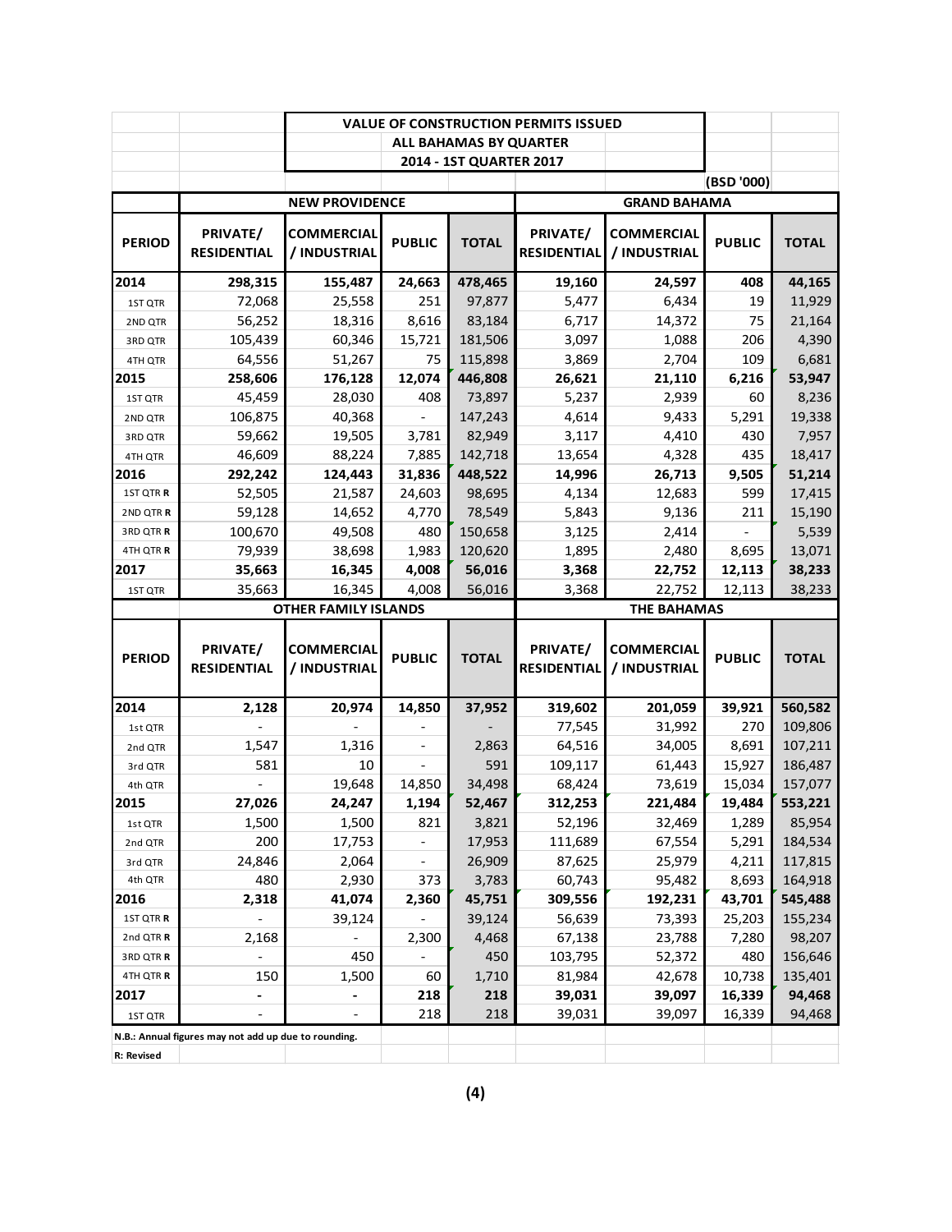## VALUE OF CONSTRUCTION PERMITS ISSUED
## ALL BAHAMAS BY QUARTER
## 2014 - 1ST QUARTER 2017

(BSD '000)

| | NEW PROVIDENCE | | | | GRAND BAHAMA | | | |
|---|---|---|---|---|---|---|---|---|
| **PERIOD** | **PRIVATE/ RESIDENTIAL** | **COMMERCIAL / INDUSTRIAL** | **PUBLIC** | **TOTAL** | **PRIVATE/ RESIDENTIAL** | **COMMERCIAL / INDUSTRIAL** | **PUBLIC** | **TOTAL** |
| **2014** | **298,315** | **155,487** | **24,663** | **478,465** | **19,160** | **24,597** | **408** | **44,165** |
| 1ST QTR | 72,068 | 25,558 | 251 | 97,877 | 5,477 | 6,434 | 19 | 11,929 |
| 2ND QTR | 56,252 | 18,316 | 8,616 | 83,184 | 6,717 | 14,372 | 75 | 21,164 |
| 3RD QTR | 105,439 | 60,346 | 15,721 | 181,506 | 3,097 | 1,088 | 206 | 4,390 |
| 4TH QTR | 64,556 | 51,267 | 75 | 115,898 | 3,869 | 2,704 | 109 | 6,681 |
| **2015** | **258,606** | **176,128** | **12,074** | **446,808** | **26,621** | **21,110** | **6,216** | **53,947** |
| 1ST QTR | 45,459 | 28,030 | 408 | 73,897 | 5,237 | 2,939 | 60 | 8,236 |
| 2ND QTR | 106,875 | 40,368 | - | 147,243 | 4,614 | 9,433 | 5,291 | 19,338 |
| 3RD QTR | 59,662 | 19,505 | 3,781 | 82,949 | 3,117 | 4,410 | 430 | 7,957 |
| 4TH QTR | 46,609 | 88,224 | 7,885 | 142,718 | 13,654 | 4,328 | 435 | 18,417 |
| **2016** | **292,242** | **124,443** | **31,836** | **448,522** | **14,996** | **26,713** | **9,505** | **51,214** |
| 1ST QTR **R** | 52,505 | 21,587 | 24,603 | 98,695 | 4,134 | 12,683 | 599 | 17,415 |
| 2ND QTR **R** | 59,128 | 14,652 | 4,770 | 78,549 | 5,843 | 9,136 | 211 | 15,190 |
| 3RD QTR **R** | 100,670 | 49,508 | 480 | 150,658 | 3,125 | 2,414 | - | 5,539 |
| 4TH QTR **R** | 79,939 | 38,698 | 1,983 | 120,620 | 1,895 | 2,480 | 8,695 | 13,071 |
| **2017** | **35,663** | **16,345** | **4,008** | **56,016** | **3,368** | **22,752** | **12,113** | **38,233** |
| 1ST QTR | 35,663 | 16,345 | 4,008 | 56,016 | 3,368 | 22,752 | 12,113 | 38,233 |

| | OTHER FAMILY ISLANDS | | | | THE BAHAMAS | | | |
|---|---|---|---|---|---|---|---|---|
| **PERIOD** | **PRIVATE/ RESIDENTIAL** | **COMMERCIAL / INDUSTRIAL** | **PUBLIC** | **TOTAL** | **PRIVATE/ RESIDENTIAL** | **COMMERCIAL / INDUSTRIAL** | **PUBLIC** | **TOTAL** |
| **2014** | **2,128** | **20,974** | **14,850** | **37,952** | **319,602** | **201,059** | **39,921** | **560,582** |
| 1st QTR | - | - | - | - | 77,545 | 31,992 | 270 | 109,806 |
| 2nd QTR | 1,547 | 1,316 | - | 2,863 | 64,516 | 34,005 | 8,691 | 107,211 |
| 3rd QTR | 581 | 10 | - | 591 | 109,117 | 61,443 | 15,927 | 186,487 |
| 4th QTR | - | 19,648 | 14,850 | 34,498 | 68,424 | 73,619 | 15,034 | 157,077 |
| **2015** | **27,026** | **24,247** | **1,194** | **52,467** | **312,253** | **221,484** | **19,484** | **553,221** |
| 1st QTR | 1,500 | 1,500 | 821 | 3,821 | 52,196 | 32,469 | 1,289 | 85,954 |
| 2nd QTR | 200 | 17,753 | - | 17,953 | 111,689 | 67,554 | 5,291 | 184,534 |
| 3rd QTR | 24,846 | 2,064 | - | 26,909 | 87,625 | 25,979 | 4,211 | 117,815 |
| 4th QTR | 480 | 2,930 | 373 | 3,783 | 60,743 | 95,482 | 8,693 | 164,918 |
| **2016** | **2,318** | **41,074** | **2,360** | **45,751** | **309,556** | **192,231** | **43,701** | **545,488** |
| 1ST QTR **R** | - | 39,124 | - | 39,124 | 56,639 | 73,393 | 25,203 | 155,234 |
| 2nd QTR **R** | 2,168 | - | 2,300 | 4,468 | 67,138 | 23,788 | 7,280 | 98,207 |
| 3RD QTR **R** | - | 450 | - | 450 | 103,795 | 52,372 | 480 | 156,646 |
| 4TH QTR **R** | 150 | 1,500 | 60 | 1,710 | 81,984 | 42,678 | 10,738 | 135,401 |
| **2017** | **-** | **-** | **218** | **218** | **39,031** | **39,097** | **16,339** | **94,468** |
| 1ST QTR | - | - | 218 | 218 | 39,031 | 39,097 | 16,339 | 94,468 |

**N.B.: Annual figures may not add up due to rounding.**

**R: Revised**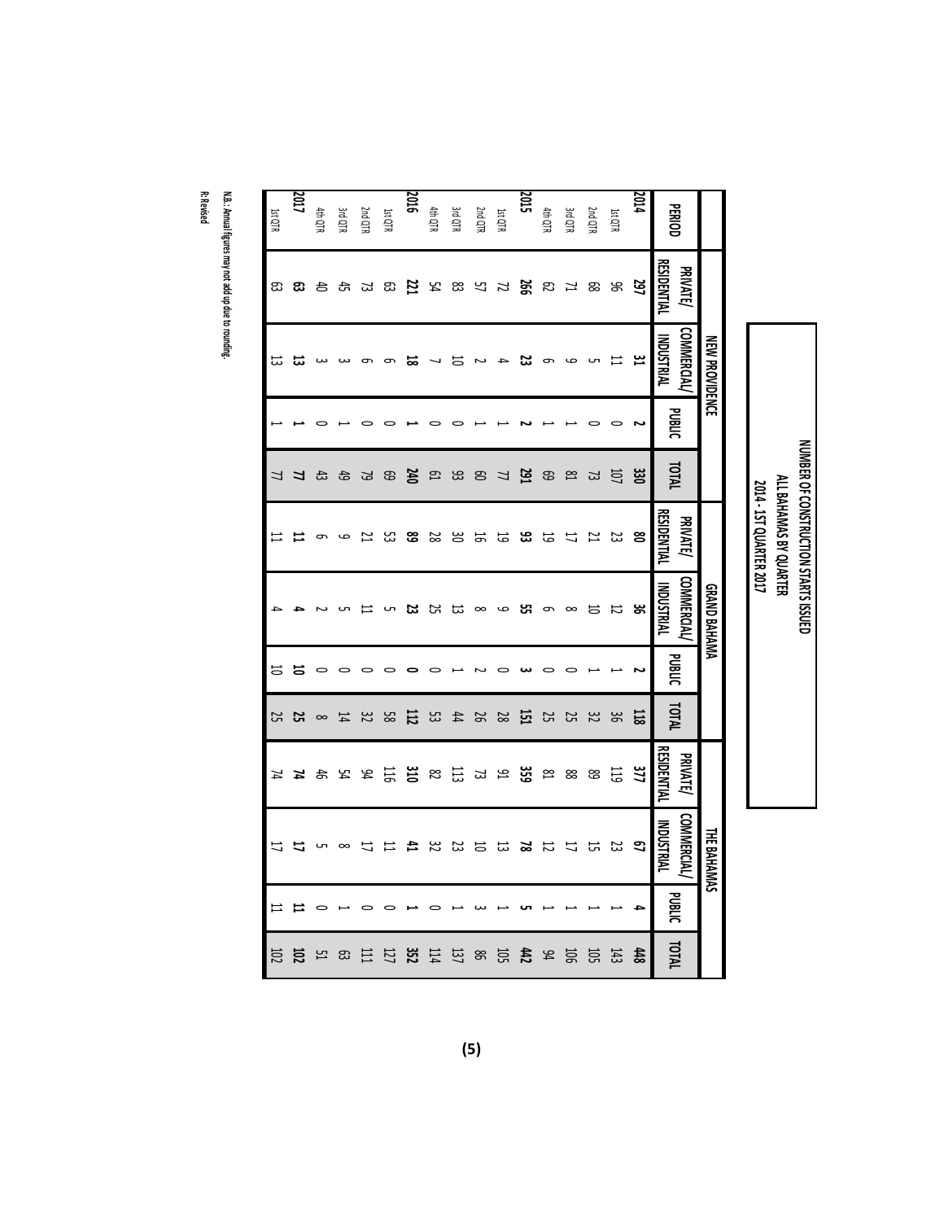# NUMBER OF CONSTRUCTION STARTS ISSUED
## ALL BAHAMAS BY QUARTER
## 2014 - 1ST QUARTER 2017

| PERIOD | NEW PROVIDENCE | | | | GRAND BAHAMA | | | | THE BAHAMAS | | | |
|---|---|---|---|---|---|---|---|---|---|---|---|---|
| | PRIVATE/ RESIDENTIAL | COMMERCIAL/ INDUSTRIAL | PUBLIC | TOTAL | PRIVATE/ RESIDENTIAL | COMMERCIAL/ INDUSTRIAL | PUBLIC | TOTAL | PRIVATE/ RESIDENTIAL | COMMERCIAL/ INDUSTRIAL | PUBLIC | TOTAL |
| **2014** | **297** | **31** | **2** | **330** | **80** | **36** | **2** | **118** | **377** | **67** | **4** | **448** |
| 1st QTR | 96 | 11 | 0 | 107 | 23 | 12 | 1 | 36 | 119 | 23 | 1 | 143 |
| 2nd QTR | 68 | 5 | 0 | 73 | 21 | 10 | 1 | 32 | 89 | 15 | 1 | 105 |
| 3rd QTR | 71 | 9 | 1 | 81 | 17 | 8 | 0 | 25 | 88 | 17 | 1 | 106 |
| 4th QTR | 62 | 6 | 1 | 69 | 19 | 6 | 0 | 25 | 81 | 12 | 1 | 94 |
| **2015** | **266** | **23** | **2** | **291** | **93** | **55** | **3** | **151** | **359** | **78** | **5** | **442** |
| 1st QTR | 72 | 4 | 1 | 77 | 19 | 9 | 0 | 28 | 91 | 13 | 1 | 105 |
| 2nd QTR | 57 | 2 | 1 | 60 | 16 | 8 | 2 | 26 | 73 | 10 | 3 | 86 |
| 3rd QTR | 83 | 10 | 0 | 93 | 30 | 13 | 1 | 44 | 113 | 23 | 1 | 137 |
| 4th QTR | 54 | 7 | 0 | 61 | 28 | 25 | 0 | 53 | 82 | 32 | 0 | 114 |
| **2016** | **221** | **18** | **1** | **240** | **89** | **23** | **0** | **112** | **310** | **41** | **1** | **352** |
| 1st QTR | 63 | 6 | 0 | 69 | 53 | 5 | 0 | 58 | 116 | 11 | 0 | 127 |
| 2nd QTR | 73 | 6 | 0 | 79 | 21 | 11 | 0 | 32 | 94 | 17 | 0 | 111 |
| 3rd QTR | 45 | 3 | 1 | 49 | 9 | 5 | 0 | 14 | 54 | 8 | 1 | 63 |
| 4th QTR | 40 | 3 | 0 | 43 | 6 | 2 | 0 | 8 | 46 | 5 | 0 | 51 |
| **2017** | **63** | **13** | **1** | **77** | **11** | **4** | **10** | **25** | **74** | **17** | **11** | **102** |
| 1st QTR | 63 | 13 | 1 | 77 | 11 | 4 | 10 | 25 | 74 | 17 | 11 | 102 |

N.B.: Annual figures may not add up due to rounding.

R: Revised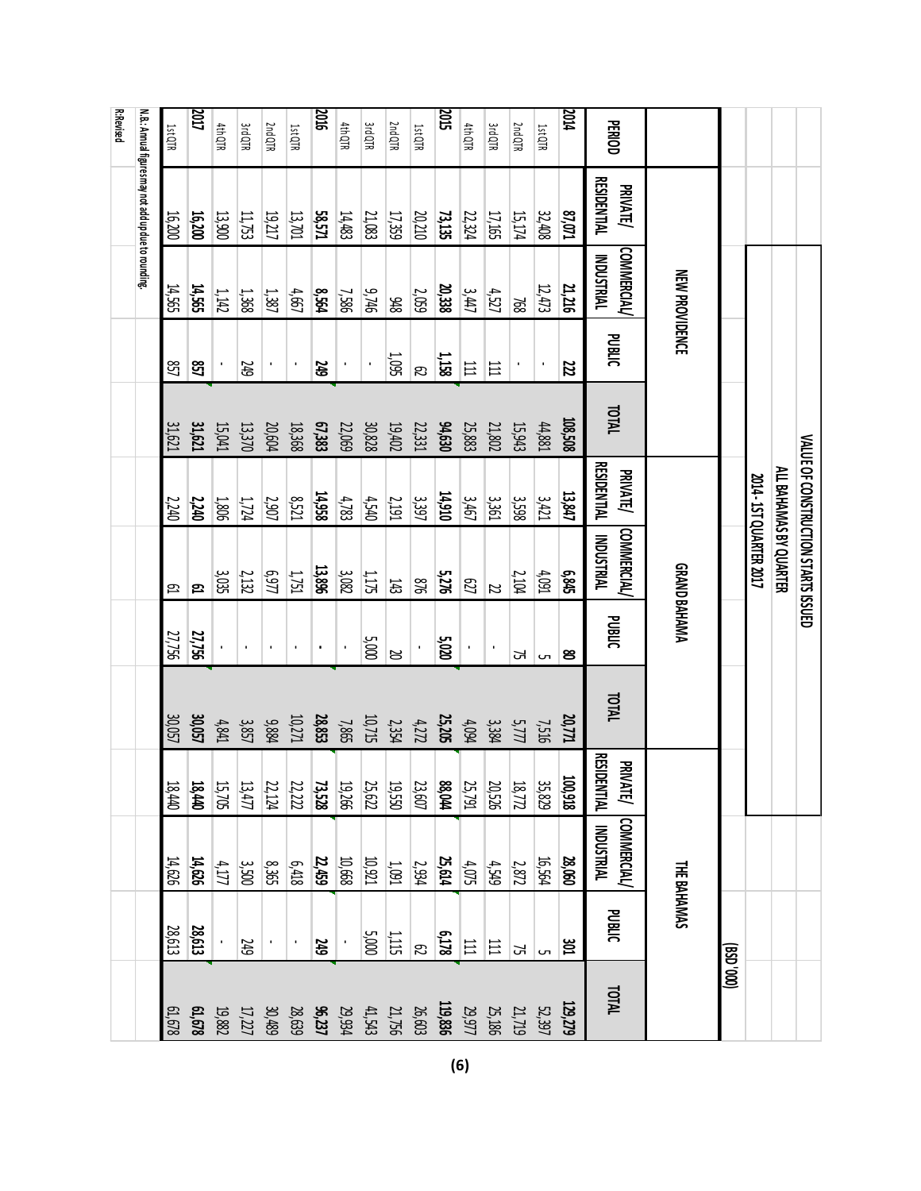# VALUE OF CONSTRUCTION STARTS ISSUED

## ALL BAHAMAS BY QUARTER

### 2014 - 1ST QUARTER 2017

(BSD '000)

| PERIOD | NEW PROVIDENCE | | | | GRAND BAHAMA | | | | THE BAHAMAS | | | |
|---|---|---|---|---|---|---|---|---|---|---|---|---|
| | PRIVATE/ RESIDENTIAL | COMMERCIAL/ INDUSTRIAL | PUBLIC | TOTAL | PRIVATE/ RESIDENTIAL | COMMERCIAL/ INDUSTRIAL | PUBLIC | TOTAL | PRIVATE/ RESIDENTIAL | COMMERCIAL/ INDUSTRIAL | PUBLIC | TOTAL |
| **2014** | **87,071** | **21,216** | **222** | **108,508** | **13,847** | **6,845** | **80** | **20,771** | **100,918** | **28,060** | **301** | **129,279** |
| 1st QTR | 32,408 | 12,473 | - | 44,881 | 3,421 | 4,091 | 5 | 7,516 | 35,829 | 16,564 | 5 | 52,397 |
| 2nd QTR | 15,174 | 768 | - | 15,943 | 3,598 | 2,104 | 75 | 5,777 | 18,772 | 2,872 | 75 | 21,719 |
| 3rd QTR | 17,165 | 4,527 | 111 | 21,802 | 3,361 | 22 | - | 3,384 | 20,526 | 4,549 | 111 | 25,186 |
| 4th QTR | 22,324 | 3,447 | 111 | 25,883 | 3,467 | 627 | - | 4,094 | 25,791 | 4,075 | 111 | 29,977 |
| **2015** | **73,135** | **20,338** | **1,158** | **94,630** | **14,910** | **5,276** | **5,020** | **25,205** | **88,044** | **25,614** | **6,178** | **119,836** |
| 1st QTR | 20,210 | 2,059 | 62 | 22,331 | 3,397 | 876 | - | 4,272 | 23,607 | 2,934 | 62 | 26,603 |
| 2nd QTR | 17,359 | 948 | 1,095 | 19,402 | 2,191 | 143 | 20 | 2,354 | 19,550 | 1,091 | 1,115 | 21,756 |
| 3rd QTR | 21,083 | 9,746 | - | 30,828 | 4,540 | 1,175 | 5,000 | 10,715 | 25,622 | 10,921 | 5,000 | 41,543 |
| 4th QTR | 14,483 | 7,586 | - | 22,069 | 4,783 | 3,082 | - | 7,865 | 19,266 | 10,668 | - | 29,934 |
| **2016** | **58,571** | **8,564** | **249** | **67,383** | **14,958** | **13,896** | **-** | **28,853** | **73,528** | **22,459** | **249** | **96,237** |
| 1st QTR | 13,701 | 4,667 | - | 18,368 | 8,521 | 1,751 | - | 10,271 | 22,222 | 6,418 | - | 28,639 |
| 2nd QTR | 19,217 | 1,387 | - | 20,604 | 2,907 | 6,977 | - | 9,884 | 22,124 | 8,365 | - | 30,489 |
| 3rd QTR | 11,753 | 1,368 | 249 | 13,370 | 1,724 | 2,132 | - | 3,857 | 13,477 | 3,500 | 249 | 17,227 |
| 4th QTR | 13,900 | 1,142 | - | 15,041 | 1,806 | 3,035 | - | 4,841 | 15,705 | 4,177 | - | 19,882 |
| **2017** | **16,200** | **14,565** | **857** | **31,621** | **2,240** | **61** | **27,756** | **30,057** | **18,440** | **14,626** | **28,613** | **61,678** |
| 1st QTR | 16,200 | 14,565 | 857 | 31,621 | 2,240 | 61 | 27,756 | 30,057 | 18,440 | 14,626 | 28,613 | 61,678 |

N.B.: Annual figures may not add up due to rounding.

R: Revised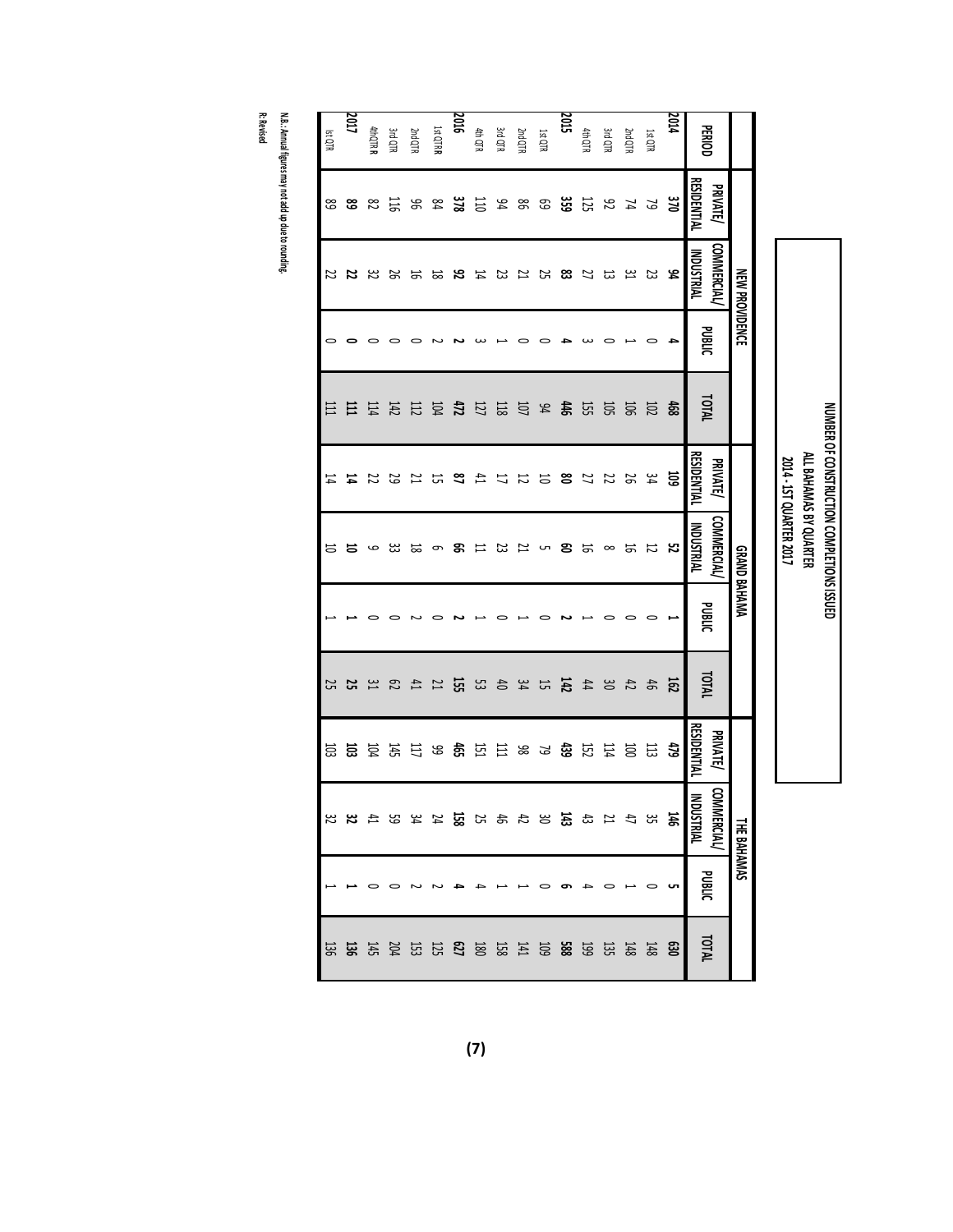# NUMBER OF CONSTRUCTION COMPLETIONS ISSUED
## ALL BAHAMAS BY QUARTER
## 2014 - 1ST QUARTER 2017

| PERIOD | NEW PROVIDENCE | | | | GRAND BAHAMA | | | | THE BAHAMAS | | | |
|---|---|---|---|---|---|---|---|---|---|---|---|---|
| | PRIVATE/ RESIDENTIAL | COMMERCIAL/ INDUSTRIAL | PUBLIC | TOTAL | PRIVATE/ RESIDENTIAL | COMMERCIAL/ INDUSTRIAL | PUBLIC | TOTAL | PRIVATE/ RESIDENTIAL | COMMERCIAL/ INDUSTRIAL | PUBLIC | TOTAL |
| **2014** | **370** | **94** | **4** | **468** | **109** | **52** | **1** | **162** | **479** | **146** | **5** | **630** |
| 1st QTR | 79 | 23 | 0 | 102 | 34 | 12 | 0 | 46 | 113 | 35 | 0 | 148 |
| 2nd QTR | 74 | 31 | 1 | 106 | 26 | 16 | 0 | 42 | 100 | 47 | 1 | 148 |
| 3rd QTR | 92 | 13 | 0 | 105 | 22 | 8 | 0 | 30 | 114 | 21 | 0 | 135 |
| 4th QTR | 125 | 27 | 3 | 155 | 27 | 16 | 1 | 44 | 152 | 43 | 4 | 199 |
| **2015** | **359** | **83** | **4** | **446** | **80** | **60** | **2** | **142** | **439** | **143** | **6** | **588** |
| 1st QTR | 69 | 25 | 0 | 94 | 10 | 5 | 0 | 15 | 79 | 30 | 0 | 109 |
| 2nd QTR | 86 | 21 | 0 | 107 | 12 | 21 | 1 | 34 | 98 | 42 | 1 | 141 |
| 3rd QTR | 94 | 23 | 1 | 118 | 17 | 23 | 0 | 40 | 111 | 46 | 1 | 158 |
| 4th QTR | 110 | 14 | 3 | 127 | 41 | 11 | 1 | 53 | 151 | 25 | 4 | 180 |
| **2016** | **378** | **92** | **2** | **472** | **87** | **66** | **2** | **155** | **465** | **158** | **4** | **627** |
| 1st QTR R | 84 | 18 | 2 | 104 | 15 | 6 | 0 | 21 | 99 | 24 | 2 | 125 |
| 2nd QTR | 96 | 16 | 0 | 112 | 21 | 18 | 2 | 41 | 117 | 34 | 2 | 153 |
| 3rd QTR | 116 | 26 | 0 | 142 | 29 | 33 | 0 | 62 | 145 | 59 | 0 | 204 |
| 4th QTR R | 82 | 32 | 0 | 114 | 22 | 9 | 0 | 31 | 104 | 41 | 0 | 145 |
| **2017** | **89** | **22** | **0** | **111** | **14** | **10** | **1** | **25** | **103** | **32** | **1** | **136** |
| 1st QTR | 89 | 22 | 0 | 111 | 14 | 10 | 1 | 25 | 103 | 32 | 1 | 136 |

**N.B.: Annual figures may not add up due to rounding.**
**R: Revised**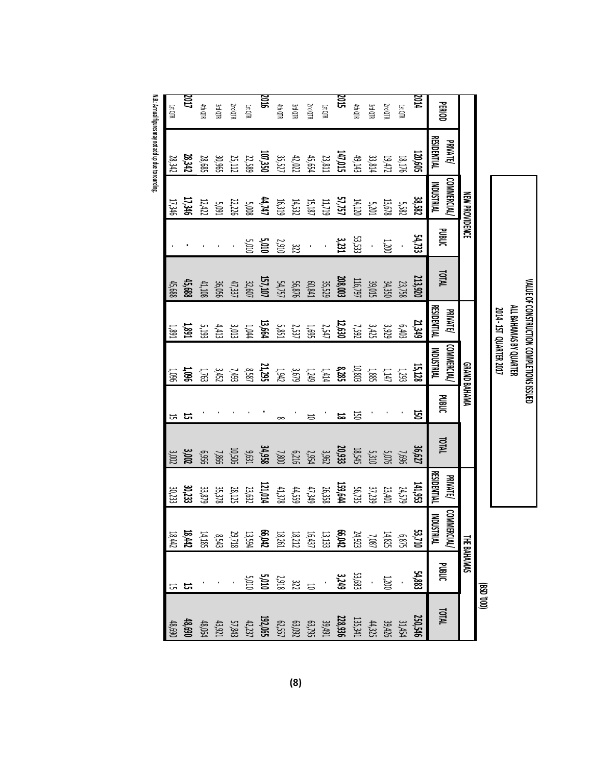# VALUE OF CONSTRUCTION COMPLETIONS ISSUED
## ALL BAHAMAS BY QUARTER
## 2014 - 1ST QUARTER 2017

(BSD '000)

| PERIOD | NEW PROVIDENCE | | | | GRAND BAHAMA | | | | THE BAHAMAS | | | |
|---|---|---|---|---|---|---|---|---|---|---|---|---|
| | PRIVATE/ RESIDENTIAL | COMMERCIAL/ INDUSTRIAL | PUBLIC | TOTAL | PRIVATE/ RESIDENTIAL | COMMERCIAL/ INDUSTRIAL | PUBLIC | TOTAL | PRIVATE/ RESIDENTIAL | COMMERCIAL/ INDUSTRIAL | PUBLIC | TOTAL |
| **2014** | **120,605** | **38,582** | **54,733** | **213,920** | **21,349** | **15,128** | **150** | **36,627** | **141,953** | **53,710** | **54,883** | **250,546** |
| 1st QTR | 18,176 | 5,582 | - | 23,758 | 6,403 | 1,293 | - | 7,696 | 24,579 | 6,875 | - | 31,454 |
| 2nd QTR | 19,472 | 13,678 | 1,200 | 34,350 | 3,929 | 1,147 | - | 5,076 | 23,401 | 14,825 | 1,200 | 39,426 |
| 3rd QTR | 33,814 | 5,201 | - | 39,015 | 3,425 | 1,885 | - | 5,310 | 37,239 | 7,087 | - | 44,325 |
| 4th QTR | 49,143 | 14,120 | 53,533 | 116,797 | 7,592 | 10,803 | 150 | 18,545 | 56,735 | 24,923 | 53,683 | 135,341 |
| **2015** | **147,015** | **57,757** | **3,231** | **208,003** | **12,630** | **8,285** | **18** | **20,933** | **159,644** | **66,042** | **3,249** | **228,936** |
| 1st QTR | 23,811 | 11,719 | - | 35,529 | 2,547 | 1,414 | - | 3,962 | 26,358 | 13,133 | - | 39,491 |
| 2nd QTR | 45,654 | 15,187 | - | 60,841 | 1,695 | 1,249 | 10 | 2,954 | 47,349 | 16,437 | 10 | 63,795 |
| 3rd QTR | 42,022 | 14,532 | 322 | 56,876 | 2,537 | 3,679 | - | 6,216 | 44,559 | 18,212 | 322 | 63,092 |
| 4th QTR | 35,527 | 16,319 | 2,910 | 54,757 | 5,851 | 1,942 | 8 | 7,800 | 41,378 | 18,261 | 2,918 | 62,557 |
| **2016** | **107,350** | **44,747** | **5,010** | **157,107** | **13,664** | **21,295** | **-** | **34,958** | **121,014** | **66,042** | **5,010** | **192,065** |
| 1st QTR | 22,589 | 5,008 | 5,010 | 32,607 | 1,044 | 8,587 | - | 9,631 | 23,632 | 13,594 | 5,010 | 42,237 |
| 2nd QTR | 25,112 | 22,226 | - | 47,337 | 3,013 | 7,493 | - | 10,506 | 28,125 | 29,718 | - | 57,843 |
| 3rd QTR | 30,965 | 5,091 | - | 36,056 | 4,413 | 3,452 | - | 7,866 | 35,378 | 8,543 | - | 43,921 |
| 4th QTR | 28,685 | 12,422 | - | 41,108 | 5,193 | 1,763 | - | 6,956 | 33,879 | 14,185 | - | 48,064 |
| **2017** | **28,342** | **17,346** | **-** | **45,688** | **1,891** | **1,096** | **15** | **3,002** | **30,233** | **18,442** | **15** | **48,690** |
| 1st QTR | 28,342 | 17,346 | - | 45,688 | 1,891 | 1,096 | 15 | 3,002 | 30,233 | 18,442 | 15 | 48,690 |

N.B.: Annual figures may not add up due to rounding.